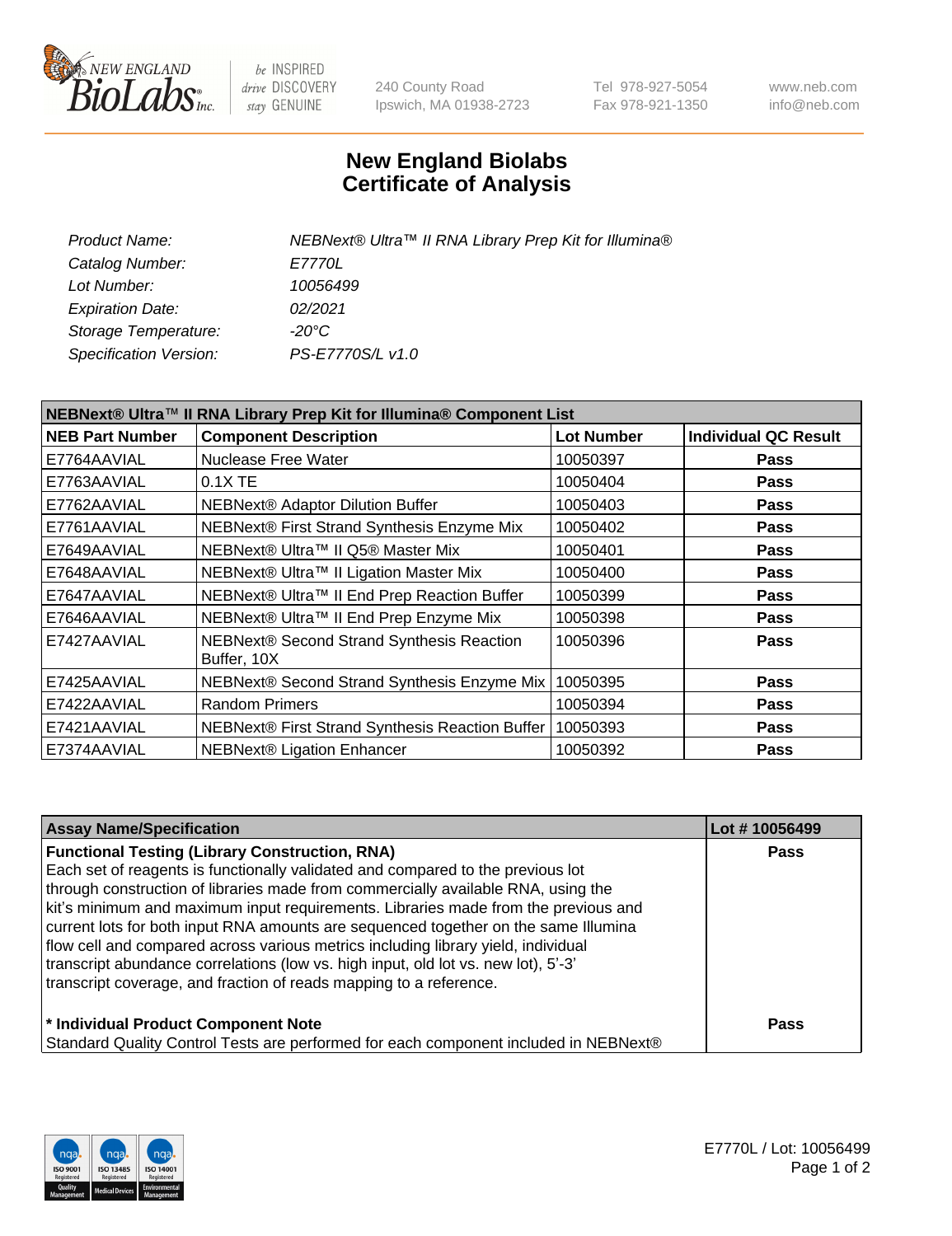# New England Biolabs Certificate of Analysis

| | |
|---|---|
| *Product Name:* | *NEBNext® Ultra™ II RNA Library Prep Kit for Illumina®* |
| *Catalog Number:* | *E7770L* |
| *Lot Number:* | *10056499* |
| *Expiration Date:* | *02/2021* |
| *Storage Temperature:* | *-20°C* |
| *Specification Version:* | *PS-E7770S/L v1.0* |

| NEBNext® Ultra™ II RNA Library Prep Kit for Illumina® Component List | | | |
|---|---|---|---|
| **NEB Part Number** | **Component Description** | **Lot Number** | **Individual QC Result** |
| E7764AAVIAL | Nuclease Free Water | 10050397 | **Pass** |
| E7763AAVIAL | 0.1X TE | 10050404 | **Pass** |
| E7762AAVIAL | NEBNext® Adaptor Dilution Buffer | 10050403 | **Pass** |
| E7761AAVIAL | NEBNext® First Strand Synthesis Enzyme Mix | 10050402 | **Pass** |
| E7649AAVIAL | NEBNext® Ultra™ II Q5® Master Mix | 10050401 | **Pass** |
| E7648AAVIAL | NEBNext® Ultra™ II Ligation Master Mix | 10050400 | **Pass** |
| E7647AAVIAL | NEBNext® Ultra™ II End Prep Reaction Buffer | 10050399 | **Pass** |
| E7646AAVIAL | NEBNext® Ultra™ II End Prep Enzyme Mix | 10050398 | **Pass** |
| E7427AAVIAL | NEBNext® Second Strand Synthesis Reaction Buffer, 10X | 10050396 | **Pass** |
| E7425AAVIAL | NEBNext® Second Strand Synthesis Enzyme Mix | 10050395 | **Pass** |
| E7422AAVIAL | Random Primers | 10050394 | **Pass** |
| E7421AAVIAL | NEBNext® First Strand Synthesis Reaction Buffer | 10050393 | **Pass** |
| E7374AAVIAL | NEBNext® Ligation Enhancer | 10050392 | **Pass** |

| Assay Name/Specification | Lot # 10056499 |
|---|---|
| **Functional Testing (Library Construction, RNA)**<br>Each set of reagents is functionally validated and compared to the previous lot through construction of libraries made from commercially available RNA, using the kit's minimum and maximum input requirements. Libraries made from the previous and current lots for both input RNA amounts are sequenced together on the same Illumina flow cell and compared across various metrics including library yield, individual transcript abundance correlations (low vs. high input, old lot vs. new lot), 5'-3' transcript coverage, and fraction of reads mapping to a reference. | **Pass** |
| **\* Individual Product Component Note**<br>Standard Quality Control Tests are performed for each component included in NEBNext® | **Pass** |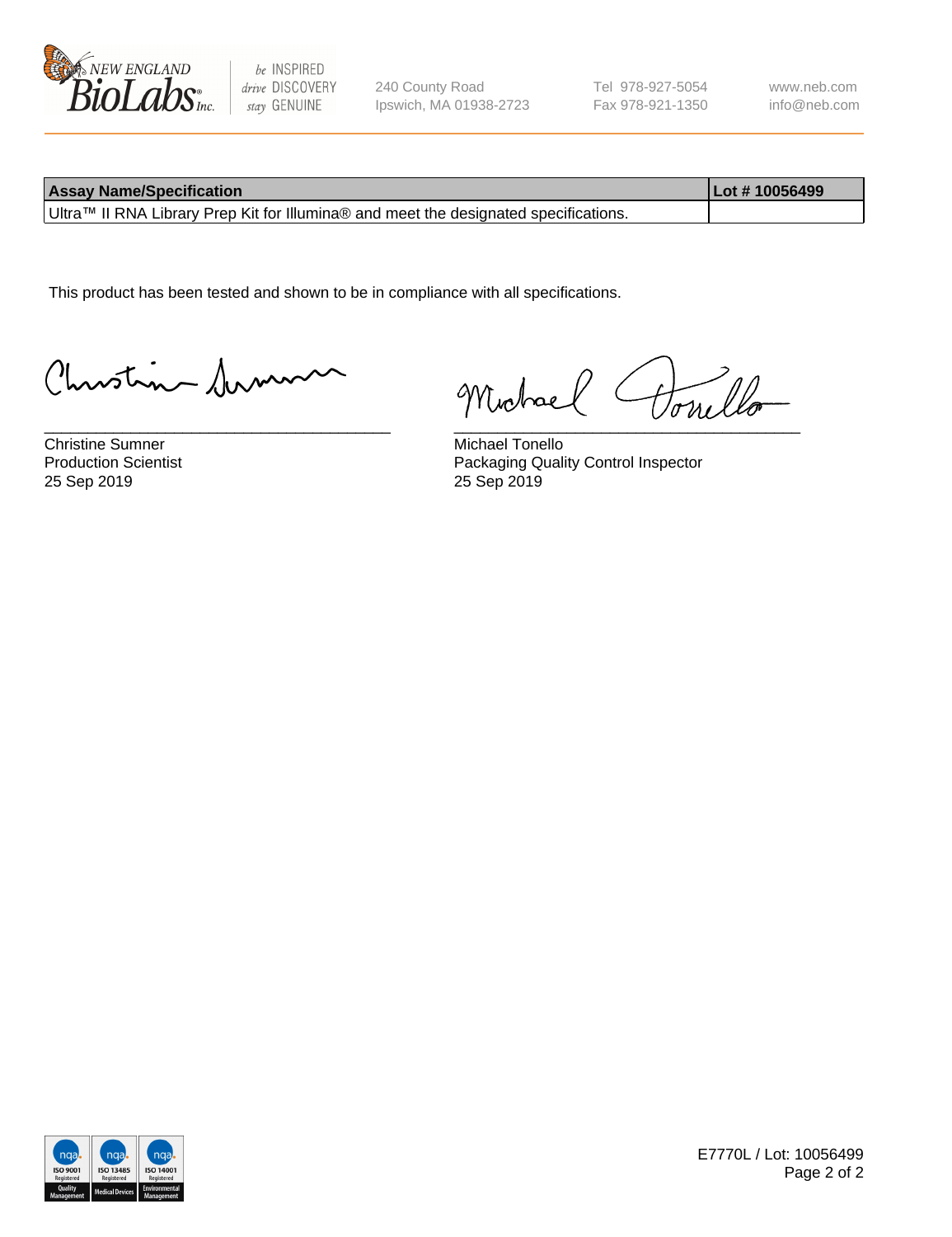| Assay Name/Specification | Lot # 10056499 |
|---|---|
| Ultra™ II RNA Library Prep Kit for Illumina® and meet the designated specifications. | |

This product has been tested and shown to be in compliance with all specifications.

Christine Sumner
Production Scientist
25 Sep 2019

Michael Tonello
Packaging Quality Control Inspector
25 Sep 2019

E7770L / Lot: 10056499